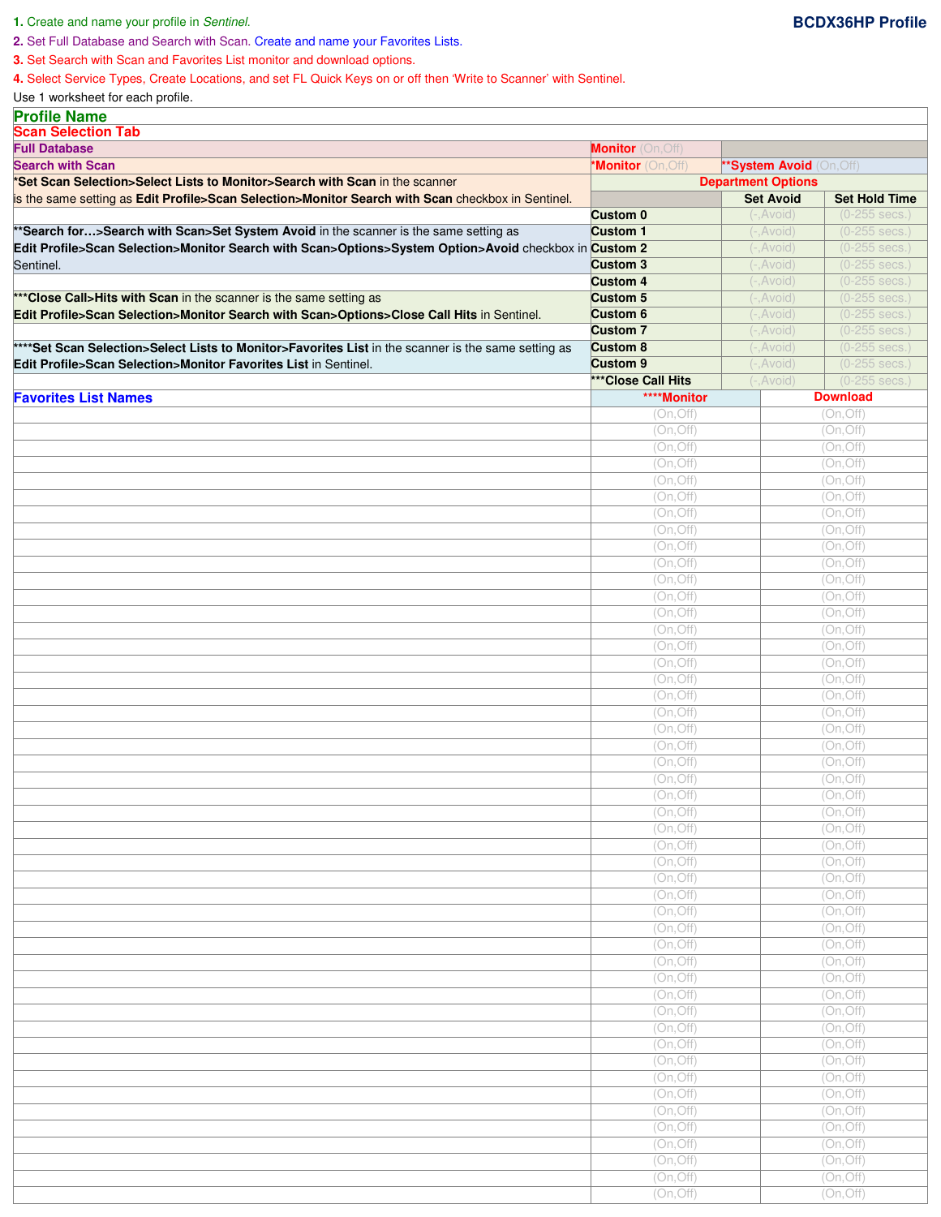# BCDX36HP Profile

1. Create and name your profile in *Sentinel*.
2. Set Full Database and Search with Scan. Create and name your Favorites Lists.
3. Set Search with Scan and Favorites List monitor and download options.
4. Select Service Types, Create Locations, and set FL Quick Keys on or off then 'Write to Scanner' with Sentinel.

Use 1 worksheet for each profile.

## Profile Name

## Scan Selection Tab

| | | | |
|---|---|---|---|
| **Full Database** | **Monitor** (On,Off) | | |
| **Search with Scan** | ***Monitor** (On,Off) | ****System Avoid** (On,Off) | |
| ***Set Scan Selection>Select Lists to Monitor>Search with Scan** in the scanner is the same setting as **Edit Profile>Scan Selection>Monitor Search with Scan** checkbox in Sentinel. | **Department Options** | | |
| | | **Set Avoid** | **Set Hold Time** |
| | **Custom 0** | (-,Avoid) | (0-255 secs.) |
| ****Search for…>Search with Scan>Set System Avoid** in the scanner is the same setting as **Edit Profile>Scan Selection>Monitor Search with Scan>Options>System Option>Avoid** checkbox in Sentinel. | **Custom 1** | (-,Avoid) | (0-255 secs.) |
| | **Custom 2** | (-,Avoid) | (0-255 secs.) |
| | **Custom 3** | (-,Avoid) | (0-255 secs.) |
| | **Custom 4** | (-,Avoid) | (0-255 secs.) |
| *****Close Call>Hits with Scan** in the scanner is the same setting as **Edit Profile>Scan Selection>Monitor Search with Scan>Options>Close Call Hits** in Sentinel. | **Custom 5** | (-,Avoid) | (0-255 secs.) |
| | **Custom 6** | (-,Avoid) | (0-255 secs.) |
| | **Custom 7** | (-,Avoid) | (0-255 secs.) |
| ******Set Scan Selection>Select Lists to Monitor>Favorites List** in the scanner is the same setting as **Edit Profile>Scan Selection>Monitor Favorites List** in Sentinel. | **Custom 8** | (-,Avoid) | (0-255 secs.) |
| | **Custom 9** | (-,Avoid) | (0-255 secs.) |
| | *****Close Call Hits** | (-,Avoid) | (0-255 secs.) |

| **Favorites List Names** | ******Monitor** | **Download** |
|---|---|---|
| | (On,Off) | (On,Off) |
| | (On,Off) | (On,Off) |
| | (On,Off) | (On,Off) |
| | (On,Off) | (On,Off) |
| | (On,Off) | (On,Off) |
| | (On,Off) | (On,Off) |
| | (On,Off) | (On,Off) |
| | (On,Off) | (On,Off) |
| | (On,Off) | (On,Off) |
| | (On,Off) | (On,Off) |
| | (On,Off) | (On,Off) |
| | (On,Off) | (On,Off) |
| | (On,Off) | (On,Off) |
| | (On,Off) | (On,Off) |
| | (On,Off) | (On,Off) |
| | (On,Off) | (On,Off) |
| | (On,Off) | (On,Off) |
| | (On,Off) | (On,Off) |
| | (On,Off) | (On,Off) |
| | (On,Off) | (On,Off) |
| | (On,Off) | (On,Off) |
| | (On,Off) | (On,Off) |
| | (On,Off) | (On,Off) |
| | (On,Off) | (On,Off) |
| | (On,Off) | (On,Off) |
| | (On,Off) | (On,Off) |
| | (On,Off) | (On,Off) |
| | (On,Off) | (On,Off) |
| | (On,Off) | (On,Off) |
| | (On,Off) | (On,Off) |
| | (On,Off) | (On,Off) |
| | (On,Off) | (On,Off) |
| | (On,Off) | (On,Off) |
| | (On,Off) | (On,Off) |
| | (On,Off) | (On,Off) |
| | (On,Off) | (On,Off) |
| | (On,Off) | (On,Off) |
| | (On,Off) | (On,Off) |
| | (On,Off) | (On,Off) |
| | (On,Off) | (On,Off) |
| | (On,Off) | (On,Off) |
| | (On,Off) | (On,Off) |
| | (On,Off) | (On,Off) |
| | (On,Off) | (On,Off) |
| | (On,Off) | (On,Off) |
| | (On,Off) | (On,Off) |
| | (On,Off) | (On,Off) |
| | (On,Off) | (On,Off) |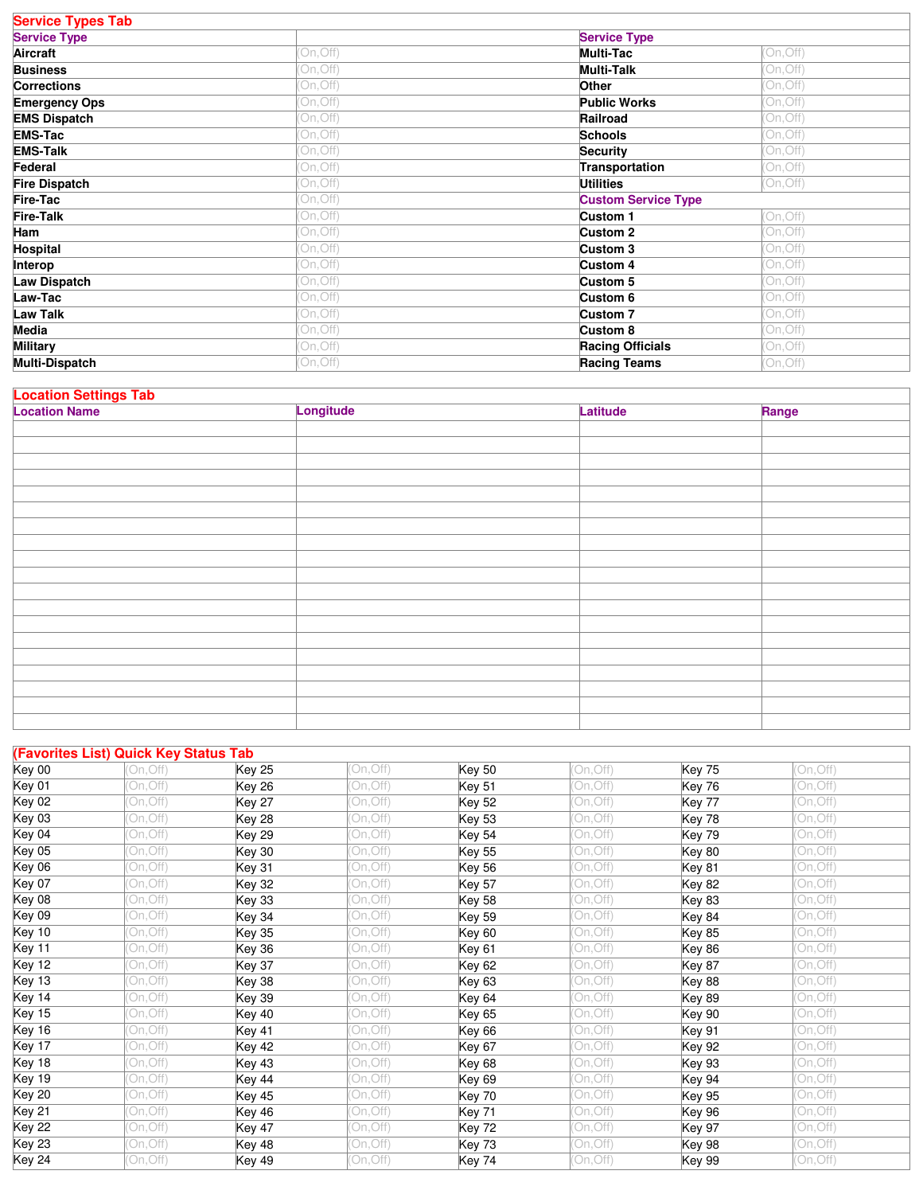## Service Types Tab

| Service Type | | Service Type | |
|---|---|---|---|
| **Aircraft** | (On,Off) | **Multi-Tac** | (On,Off) |
| **Business** | (On,Off) | **Multi-Talk** | (On,Off) |
| **Corrections** | (On,Off) | **Other** | (On,Off) |
| **Emergency Ops** | (On,Off) | **Public Works** | (On,Off) |
| **EMS Dispatch** | (On,Off) | **Railroad** | (On,Off) |
| **EMS-Tac** | (On,Off) | **Schools** | (On,Off) |
| **EMS-Talk** | (On,Off) | **Security** | (On,Off) |
| **Federal** | (On,Off) | **Transportation** | (On,Off) |
| **Fire Dispatch** | (On,Off) | **Utilities** | (On,Off) |
| **Fire-Tac** | (On,Off) | **Custom Service Type** | |
| **Fire-Talk** | (On,Off) | **Custom 1** | (On,Off) |
| **Ham** | (On,Off) | **Custom 2** | (On,Off) |
| **Hospital** | (On,Off) | **Custom 3** | (On,Off) |
| **Interop** | (On,Off) | **Custom 4** | (On,Off) |
| **Law Dispatch** | (On,Off) | **Custom 5** | (On,Off) |
| **Law-Tac** | (On,Off) | **Custom 6** | (On,Off) |
| **Law Talk** | (On,Off) | **Custom 7** | (On,Off) |
| **Media** | (On,Off) | **Custom 8** | (On,Off) |
| **Military** | (On,Off) | **Racing Officials** | (On,Off) |
| **Multi-Dispatch** | (On,Off) | **Racing Teams** | (On,Off) |

## Location Settings Tab

| Location Name | Longitude | Latitude | Range |
|---|---|---|---|
| | | | |
| | | | |
| | | | |
| | | | |
| | | | |
| | | | |
| | | | |
| | | | |
| | | | |
| | | | |
| | | | |
| | | | |
| | | | |
| | | | |
| | | | |
| | | | |
| | | | |
| | | | |
| | | | |

## (Favorites List) Quick Key Status Tab

| | | | | | | | |
|---|---|---|---|---|---|---|---|
| Key 00 | (On,Off) | Key 25 | (On,Off) | Key 50 | (On,Off) | Key 75 | (On,Off) |
| Key 01 | (On,Off) | Key 26 | (On,Off) | Key 51 | (On,Off) | Key 76 | (On,Off) |
| Key 02 | (On,Off) | Key 27 | (On,Off) | Key 52 | (On,Off) | Key 77 | (On,Off) |
| Key 03 | (On,Off) | Key 28 | (On,Off) | Key 53 | (On,Off) | Key 78 | (On,Off) |
| Key 04 | (On,Off) | Key 29 | (On,Off) | Key 54 | (On,Off) | Key 79 | (On,Off) |
| Key 05 | (On,Off) | Key 30 | (On,Off) | Key 55 | (On,Off) | Key 80 | (On,Off) |
| Key 06 | (On,Off) | Key 31 | (On,Off) | Key 56 | (On,Off) | Key 81 | (On,Off) |
| Key 07 | (On,Off) | Key 32 | (On,Off) | Key 57 | (On,Off) | Key 82 | (On,Off) |
| Key 08 | (On,Off) | Key 33 | (On,Off) | Key 58 | (On,Off) | Key 83 | (On,Off) |
| Key 09 | (On,Off) | Key 34 | (On,Off) | Key 59 | (On,Off) | Key 84 | (On,Off) |
| Key 10 | (On,Off) | Key 35 | (On,Off) | Key 60 | (On,Off) | Key 85 | (On,Off) |
| Key 11 | (On,Off) | Key 36 | (On,Off) | Key 61 | (On,Off) | Key 86 | (On,Off) |
| Key 12 | (On,Off) | Key 37 | (On,Off) | Key 62 | (On,Off) | Key 87 | (On,Off) |
| Key 13 | (On,Off) | Key 38 | (On,Off) | Key 63 | (On,Off) | Key 88 | (On,Off) |
| Key 14 | (On,Off) | Key 39 | (On,Off) | Key 64 | (On,Off) | Key 89 | (On,Off) |
| Key 15 | (On,Off) | Key 40 | (On,Off) | Key 65 | (On,Off) | Key 90 | (On,Off) |
| Key 16 | (On,Off) | Key 41 | (On,Off) | Key 66 | (On,Off) | Key 91 | (On,Off) |
| Key 17 | (On,Off) | Key 42 | (On,Off) | Key 67 | (On,Off) | Key 92 | (On,Off) |
| Key 18 | (On,Off) | Key 43 | (On,Off) | Key 68 | (On,Off) | Key 93 | (On,Off) |
| Key 19 | (On,Off) | Key 44 | (On,Off) | Key 69 | (On,Off) | Key 94 | (On,Off) |
| Key 20 | (On,Off) | Key 45 | (On,Off) | Key 70 | (On,Off) | Key 95 | (On,Off) |
| Key 21 | (On,Off) | Key 46 | (On,Off) | Key 71 | (On,Off) | Key 96 | (On,Off) |
| Key 22 | (On,Off) | Key 47 | (On,Off) | Key 72 | (On,Off) | Key 97 | (On,Off) |
| Key 23 | (On,Off) | Key 48 | (On,Off) | Key 73 | (On,Off) | Key 98 | (On,Off) |
| Key 24 | (On,Off) | Key 49 | (On,Off) | Key 74 | (On,Off) | Key 99 | (On,Off) |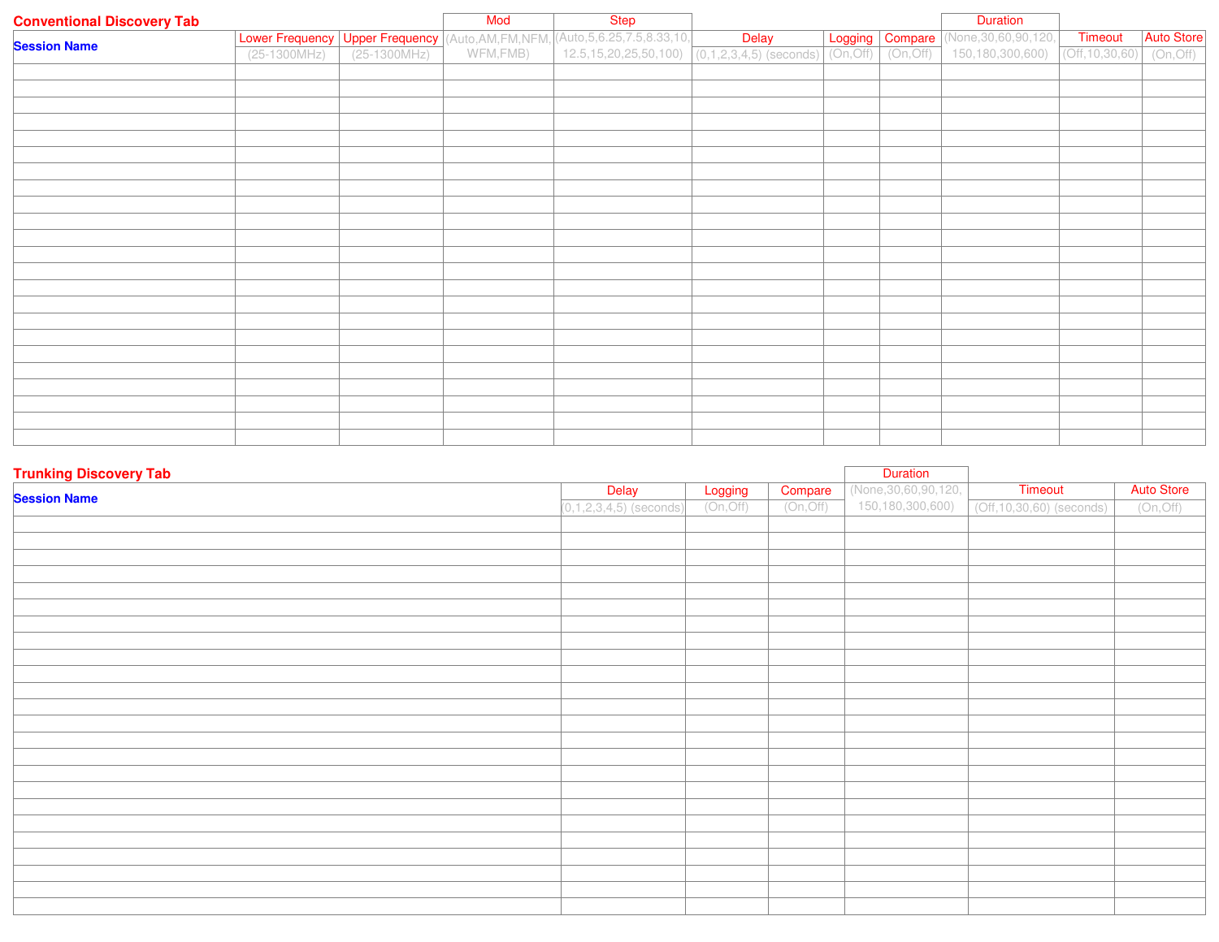## Conventional Discovery Tab

| Session Name | Lower Frequency (25-1300MHz) | Upper Frequency (25-1300MHz) | Mod (Auto,AM,FM,NFM, WFM,FMB) | Step (Auto,5,6.25,7.5,8.33,10, 12.5,15,20,25,50,100) | Delay (0,1,2,3,4,5) (seconds) | Logging (On,Off) | Compare (On,Off) | Duration (None,30,60,90,120, 150,180,300,600) | Timeout (Off,10,30,60) | Auto Store (On,Off) |
|---|---|---|---|---|---|---|---|---|---|---|
| | | | | | | | | | | |
| | | | | | | | | | | |
| | | | | | | | | | | |
| | | | | | | | | | | |
| | | | | | | | | | | |
| | | | | | | | | | | |
| | | | | | | | | | | |
| | | | | | | | | | | |
| | | | | | | | | | | |
| | | | | | | | | | | |
| | | | | | | | | | | |
| | | | | | | | | | | |
| | | | | | | | | | | |
| | | | | | | | | | | |
| | | | | | | | | | | |
| | | | | | | | | | | |
| | | | | | | | | | | |
| | | | | | | | | | | |
| | | | | | | | | | | |
| | | | | | | | | | | |
| | | | | | | | | | | |
| | | | | | | | | | | |
| | | | | | | | | | | |

## Trunking Discovery Tab

| Session Name | Delay (0,1,2,3,4,5) (seconds) | Logging (On,Off) | Compare (On,Off) | Duration (None,30,60,90,120, 150,180,300,600) | Timeout (Off,10,30,60) (seconds) | Auto Store (On,Off) |
|---|---|---|---|---|---|---|
| | | | | | | |
| | | | | | | |
| | | | | | | |
| | | | | | | |
| | | | | | | |
| | | | | | | |
| | | | | | | |
| | | | | | | |
| | | | | | | |
| | | | | | | |
| | | | | | | |
| | | | | | | |
| | | | | | | |
| | | | | | | |
| | | | | | | |
| | | | | | | |
| | | | | | | |
| | | | | | | |
| | | | | | | |
| | | | | | | |
| | | | | | | |
| | | | | | | |
| | | | | | | |
| | | | | | | |